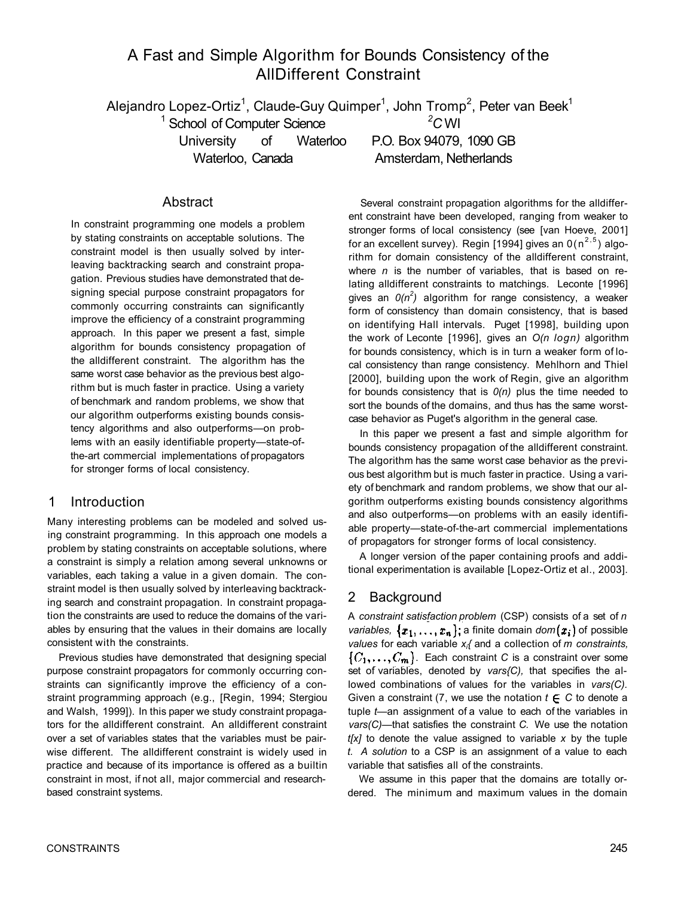# A Fast and Simple Algorithm for Bounds Consistency of the AllDifferent Constraint

Alejandro Lopez-Ortiz[1], Claude-Guy Quimper[1], John Tromp[2], Peter van Beek[1]

[1] School of Computer Science, University of Waterloo, Waterloo, Canada

[2] CWI, P.O. Box 94079, 1090 GB Amsterdam, Netherlands

## Abstract

In constraint programming one models a problem by stating constraints on acceptable solutions. The constraint model is then usually solved by interleaving backtracking search and constraint propagation. Previous studies have demonstrated that designing special purpose constraint propagators for commonly occurring constraints can significantly improve the efficiency of a constraint programming approach. In this paper we present a fast, simple algorithm for bounds consistency propagation of the alldifferent constraint. The algorithm has the same worst case behavior as the previous best algorithm but is much faster in practice. Using a variety of benchmark and random problems, we show that our algorithm outperforms existing bounds consistency algorithms and also outperforms—on problems with an easily identifiable property—state-of-the-art commercial implementations of propagators for stronger forms of local consistency.

## 1 Introduction

Many interesting problems can be modeled and solved using constraint programming. In this approach one models a problem by stating constraints on acceptable solutions, where a constraint is simply a relation among several unknowns or variables, each taking a value in a given domain. The constraint model is then usually solved by interleaving backtracking search and constraint propagation. In constraint propagation the constraints are used to reduce the domains of the variables by ensuring that the values in their domains are locally consistent with the constraints.

Previous studies have demonstrated that designing special purpose constraint propagators for commonly occurring constraints can significantly improve the efficiency of a constraint programming approach (e.g., [Regin, 1994; Stergiou and Walsh, 1999]). In this paper we study constraint propagators for the alldifferent constraint. An alldifferent constraint over a set of variables states that the variables must be pairwise different. The alldifferent constraint is widely used in practice and because of its importance is offered as a builtin constraint in most, if not all, major commercial and research-based constraint systems.

Several constraint propagation algorithms for the alldifferent constraint have been developed, ranging from weaker to stronger forms of local consistency (see [van Hoeve, 2001] for an excellent survey). Regin [1994] gives an $O(n^{2.5})$ algorithm for domain consistency of the alldifferent constraint, where $n$ is the number of variables, that is based on relating alldifferent constraints to matchings. Leconte [1996] gives an $O(n^2)$ algorithm for range consistency, a weaker form of consistency than domain consistency, that is based on identifying Hall intervals. Puget [1998], building upon the work of Leconte [1996], gives an $O(n \log n)$ algorithm for bounds consistency, which is in turn a weaker form of local consistency than range consistency. Mehlhorn and Thiel [2000], building upon the work of Regin, give an algorithm for bounds consistency that is $O(n)$ plus the time needed to sort the bounds of the domains, and thus has the same worst-case behavior as Puget's algorithm in the general case.

In this paper we present a fast and simple algorithm for bounds consistency propagation of the alldifferent constraint. The algorithm has the same worst case behavior as the previous best algorithm but is much faster in practice. Using a variety of benchmark and random problems, we show that our algorithm outperforms existing bounds consistency algorithms and also outperforms—on problems with an easily identifiable property—state-of-the-art commercial implementations of propagators for stronger forms of local consistency.

A longer version of the paper containing proofs and additional experimentation is available [Lopez-Ortiz et al., 2003].

## 2 Background

A *constraint satisfaction problem* (CSP) consists of a set of $n$ *variables*, $\{x_1, \ldots, x_n\}$; a finite domain $dom(x_i)$ of possible *values* for each variable $x_i$; and a collection of $m$ *constraints*, $\{C_1, \ldots, C_m\}$. Each constraint $C$ is a constraint over some set of variables, denoted by $vars(C)$, that specifies the allowed combinations of values for the variables in $vars(C)$. Given a constraint $C$, we use the notation $t \in C$ to denote a tuple $t$—an assignment of a value to each of the variables in $vars(C)$—that satisfies the constraint $C$. We use the notation $t[x]$ to denote the value assigned to variable $x$ by the tuple $t$. *A solution* to a CSP is an assignment of a value to each variable that satisfies all of the constraints.

We assume in this paper that the domains are totally ordered. The minimum and maximum values in the domain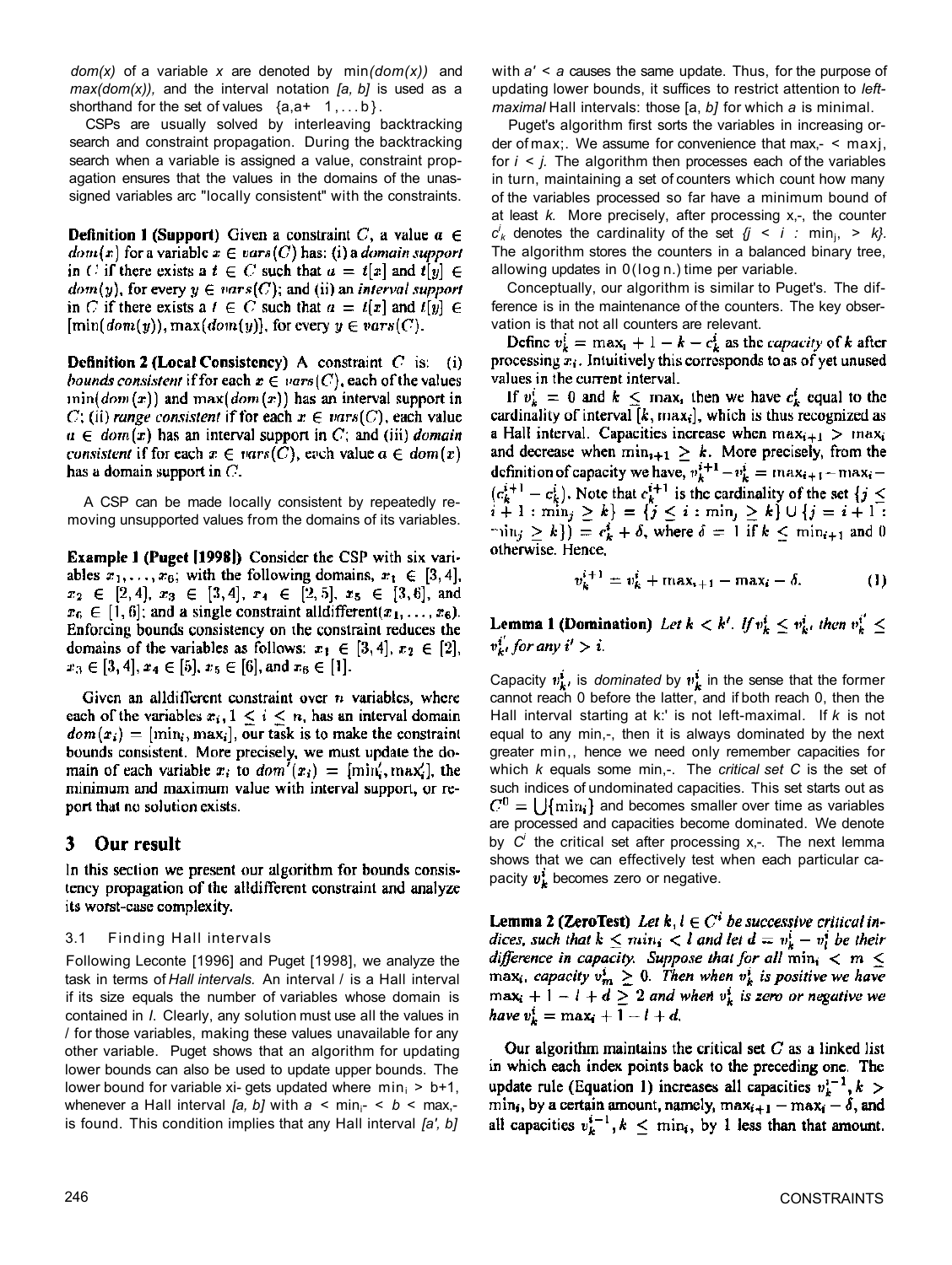$dom(x)$ of a variable $x$ are denoted by $\min(dom(x))$ and $\max(dom(x))$, and the interval notation $[a, b]$ is used as a shorthand for the set of values $\{a, a+1, \ldots, b\}$.

CSPs are usually solved by interleaving backtracking search and constraint propagation. During the backtracking search when a variable is assigned a value, constraint propagation ensures that the values in the domains of the unassigned variables are "locally consistent" with the constraints.

**Definition 1 (Support)** Given a constraint $C$, a value $a \in dom(x)$ for a variable $x \in vars(C)$ has: (i) a *domain support* in $C$ if there exists a $t \in C$ such that $a = t[x]$ and $t[y] \in dom(y)$, for every $y \in vars(C)$; and (ii) an *interval support* in $C$ if there exists a $t \in C$ such that $a = t[x]$ and $t[y] \in [\min(dom(y)), \max(dom(y))]$, for every $y \in vars(C)$.

**Definition 2 (Local Consistency)** A constraint $C$ is: (i) *bounds consistent* if for each $x \in vars(C)$, each of the values $\min(dom(x))$ and $\max(dom(x))$ has an interval support in $C$; (ii) *range consistent* if for each $x \in vars(C)$, each value $a \in dom(x)$ has an interval support in $C$; and (iii) *domain consistent* if for each $x \in vars(C)$, each value $a \in dom(x)$ has a domain support in $C$.

A CSP can be made locally consistent by repeatedly removing unsupported values from the domains of its variables.

**Example 1 (Puget [1998])** Consider the CSP with six variables $x_1, \ldots, x_6$; with the following domains, $x_1 \in [3,4]$, $x_2 \in [2,4]$, $x_3 \in [3,4]$, $x_4 \in [2,5]$, $x_5 \in [3,6]$, and $x_6 \in [1,6]$; and a single constraint alldifferent$(x_1, \ldots, x_6)$. Enforcing bounds consistency on the constraint reduces the domains of the variables as follows: $x_1 \in [3,4]$, $x_2 \in [2]$, $x_3 \in [3,4]$, $x_4 \in [5]$, $x_5 \in [6]$, and $x_6 \in [1]$.

Given an alldifferent constraint over $n$ variables, where each of the variables $x_i$, $1 \leq i \leq n$, has an interval domain $dom(x_i) = [\min_i, \max_i]$, our task is to make the constraint bounds consistent. More precisely, we must update the domain of each variable $x_i$ to $dom'(x_i) = [\min'_i, \max'_i]$, the minimum and maximum value with interval support, or report that no solution exists.

## 3 Our result

In this section we present our algorithm for bounds consistency propagation of the alldifferent constraint and analyze its worst-case complexity.

### 3.1 Finding Hall intervals

Following Leconte [1996] and Puget [1998], we analyze the task in terms of *Hall intervals.* An interval $I$ is a Hall interval if its size equals the number of variables whose domain is contained in $I$. Clearly, any solution must use all the values in $I$ for those variables, making these values unavailable for any other variable. Puget shows that an algorithm for updating lower bounds can also be used to update upper bounds. The lower bound for variable $x_i$ gets updated where $\min_i > b+1$, whenever a Hall interval $[a, b]$ with $a < \min_i < b < \max_i$ is found. This condition implies that any Hall interval $[a', b]$ with $a' < a$ causes the same update. Thus, for the purpose of updating lower bounds, it suffices to restrict attention to *left-maximal* Hall intervals: those $[a, b]$ for which $a$ is minimal.

Puget's algorithm first sorts the variables in increasing order of $\max_i$. We assume for convenience that $\max_i < \max_j$ for $i < j$. The algorithm then processes each of the variables in turn, maintaining a set of counters which count how many of the variables processed so far have a minimum bound of at least $k$. More precisely, after processing $x_i$, the counter $c^i_k$ denotes the cardinality of the set $\{j \leq i : \min_j \geq k\}$. The algorithm stores the counters in a balanced binary tree, allowing updates in $O(\log n)$ time per variable.

Conceptually, our algorithm is similar to Puget's. The difference is in the maintenance of the counters. The key observation is that not all counters are relevant.

Define $v^i_k = \max_i + 1 - k - c^i_k$ as the *capacity* of $k$ after processing $x_i$. Intuitively this corresponds to as of yet unused values in the current interval.

If $v^i_k = 0$ and $k \leq \max_i$ then we have $c^i_k$ equal to the cardinality of interval $[k, \max_i]$, which is thus recognized as a Hall interval. Capacities increase when $\max_{i+1} > \max_i$ and decrease when $\min_{i+1} \geq k$. More precisely, from the definition of capacity we have, $v^{i+1}_k - v^i_k = \max_{i+1} - \max_i - (c^{i+1}_k - c^i_k)$. Note that $c^{i+1}_k$ is the cardinality of the set $\{j \leq i+1 : \min_j \geq k\} = \{j \leq i : \min_j \geq k\} \cup \{j = i+1 : \min_j \geq k\}) = c^i_k + \delta$, where $\delta = 1$ if $k \leq \min_{i+1}$ and 0 otherwise. Hence,

$$v^{i+1}_k = v^i_k + \max_{i+1} - \max_i - \delta. \tag{1}$$

**Lemma 1 (Domination)** *Let $k < k'$. If $v^i_k \leq v^i_{k'}$ then $v^{i'}_k \leq v^{i'}_{k'}$ for any $i' > i$.*

Capacity $v^i_{k'}$ is *dominated* by $v^i_k$ in the sense that the former cannot reach 0 before the latter, and if both reach 0, then the Hall interval starting at $k'$ is not left-maximal. If $k$ is not equal to any $\min_i$, then it is always dominated by the next greater $\min_i$, hence we need only remember capacities for which $k$ equals some $\min_i$. The *critical set* $C$ is the set of such indices of undominated capacities. This set starts out as $C^0 = \bigcup\{\min_i\}$ and becomes smaller over time as variables are processed and capacities become dominated. We denote by $C^i$ the critical set after processing $x_i$. The next lemma shows that we can effectively test when each particular capacity $v^i_k$ becomes zero or negative.

**Lemma 2 (ZeroTest)** *Let $k, l \in C^i$ be successive critical indices, such that $k \leq \min_i < l$ and let $d = v^i_k - v^i_l$ be their difference in capacity. Suppose that for all $\min_i < m \leq \max_i$, capacity $v^i_m \geq 0$. Then when $v^i_k$ is positive we have $\max_i + 1 - l + d \geq 2$ and when $v^i_k$ is zero or negative we have $v^i_k = \max_i + 1 - l + d$.*

Our algorithm maintains the critical set $C$ as a linked list in which each index points back to the preceding one. The update rule (Equation 1) increases all capacities $v^{i-1}_k, k > \min_i$, by a certain amount, namely, $\max_{i+1} - \max_i - \delta$, and all capacities $v^{i-1}_k, k \leq \min_i$, by 1 less than that amount.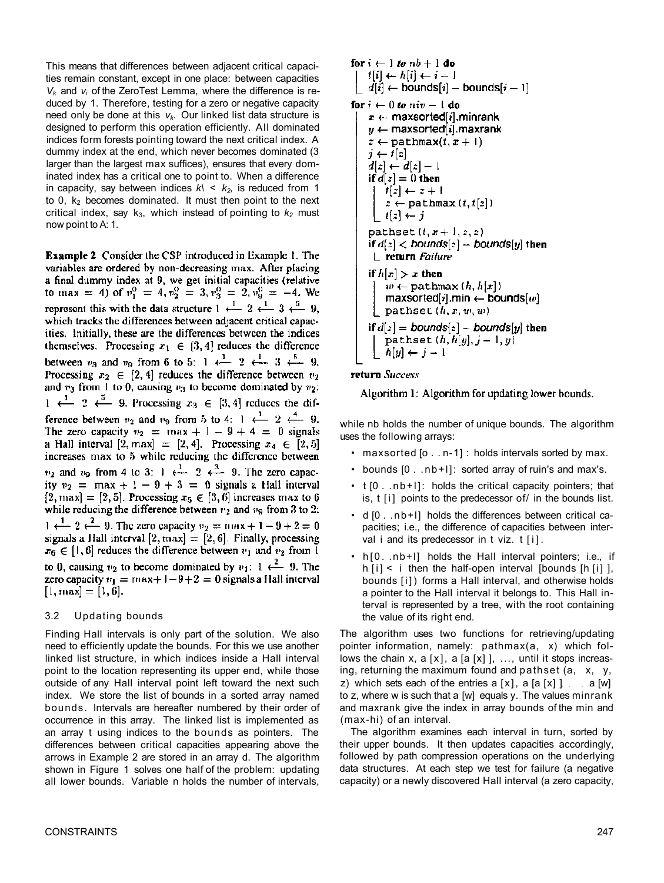This means that differences between adjacent critical capacities remain constant, except in one place: between capacities $V_k$ and $v_i$ of the ZeroTest Lemma, where the difference is reduced by 1. Therefore, testing for a zero or negative capacity need only be done at this $v_k$. Our linked list data structure is designed to perform this operation efficiently. All dominated indices form forests pointing toward the next critical index. A dummy index at the end, which never becomes dominated (3 larger than the largest max suffices), ensures that every dominated index has a critical one to point to. When a difference in capacity, say between indices $k_1 < k_2$, is reduced from 1 to 0, $k_2$ becomes dominated. It must then point to the next critical index, say $k_3$, which instead of pointing to $k_2$ must now point to $k_1$.

**Example 2** Consider the CSP introduced in Example 1. The variables are ordered by non-decreasing max. After placing a final dummy index at 9, we get initial capacities (relative to max = 4) of $v_1^0 = 4, v_2^0 = 3, v_3^0 = 2, v_9^0 = -4$. We represent this with the data structure $1 \xleftarrow{1} 2 \xleftarrow{1} 3 \xleftarrow{6} 9$, which tracks the differences between adjacent critical capacities. Initially, these are the differences between the indices themselves. Processing $x_1 \in [3,4]$ reduces the difference between $v_3$ and $v_9$ from 6 to 5: $1 \xleftarrow{1} 2 \xleftarrow{1} 3 \xleftarrow{5} 9$. Processing $x_2 \in [2,4]$ reduces the difference between $v_2$ and $v_3$ from 1 to 0, causing $v_3$ to become dominated by $v_2$: $1 \xleftarrow{1} 2 \xleftarrow{5} 9$. Processing $x_3 \in [3,4]$ reduces the difference between $v_2$ and $v_9$ from 5 to 4: $1 \xleftarrow{1} 2 \xleftarrow{4} 9$. The zero capacity $v_2 = \max + 1 - 9 + 4 = 0$ signals a Hall interval $[2, \max] = [2,4]$. Processing $x_4 \in [2,5]$ increases max to 5 while reducing the difference between $v_2$ and $v_9$ from 4 to 3: $1 \xleftarrow{1} 2 \xleftarrow{3} 9$. The zero capacity $v_2 = \max + 1 - 9 + 3 = 0$ signals a Hall interval $[2, \max] = [2,5]$. Processing $x_5 \in [3,6]$ increases max to 6 while reducing the difference between $v_2$ and $v_9$ from 3 to 2: $1 \xleftarrow{1} 2 \xleftarrow{2} 9$. The zero capacity $v_2 = \max + 1 - 9 + 2 = 0$ signals a Hall interval $[2, \max] = [2,6]$. Finally, processing $x_6 \in [1,6]$ reduces the difference between $v_1$ and $v_2$ from 1 to 0, causing $v_2$ to become dominated by $v_1$: $1 \xleftarrow{2} 9$. The zero capacity $v_1 = \max + 1 - 9 + 2 = 0$ signals a Hall interval $[1, \max] = [1,6]$.

### 3.2 Updating bounds

Finding Hall intervals is only part of the solution. We also need to efficiently update the bounds. For this we use another linked list structure, in which indices inside a Hall interval point to the location representing its upper end, while those outside of any Hall interval point left toward the next such index. We store the list of bounds in a sorted array named `bounds`. Intervals are hereafter numbered by their order of occurrence in this array. The linked list is implemented as an array t using indices to the `bounds` as pointers. The differences between critical capacities appearing above the arrows in Example 2 are stored in an array d. The algorithm shown in Figure 1 solves one half of the problem: updating all lower bounds. Variable n holds the number of intervals, while nb holds the number of unique bounds. The algorithm uses the following arrays:

- `maxsorted [0 . . n-1]` : holds intervals sorted by max.
- `bounds [0 . . nb+1]`: sorted array of min's and max's.
- `t [0 . . nb+1]`: holds the critical capacity pointers; that is, `t [i]` points to the predecessor of $i$ in the bounds list.
- `d [0 . . nb+1]` holds the differences between critical capacities; i.e., the difference of capacities between interval i and its predecessor in t viz. `t [i]`.
- `h[0. . nb+1]` holds the Hall interval pointers; i.e., if `h [i] < i` then the half-open interval `[bounds [h [i] ], bounds [i])` forms a Hall interval, and otherwise holds a pointer to the Hall interval it belongs to. This Hall interval is represented by a tree, with the root containing the value of its right end.

```
for i ← 1 to nb + 1 do
    t[i] ← h[i] ← i − 1
    d[i] ← bounds[i] − bounds[i − 1]
for i ← 0 to niv − 1 do
    x ← maxsorted[i].minrank
    y ← maxsorted[i].maxrank
    z ← pathmax(t, x + 1)
    j ← t[z]
    d[z] ← d[z] − 1
    if d[z] = 0 then
        t[z] ← z + 1
        z ← pathmax(t, t[z])
        t[z] ← j
    pathset(t, x + 1, z, z)
    if d[z] < bounds[z] − bounds[y] then
        return Failure
    if h[x] > x then
        w ← pathmax(h, h[x])
        maxsorted[i].min ← bounds[w]
        pathset(h, x, w, w)
    if d[z] = bounds[z] − bounds[y] then
        pathset(h, h[y], j − 1, y)
        h[y] ← j − 1
return Success
```

Algorithm 1: Algorithm for updating lower bounds.

The algorithm uses two functions for retrieving/updating pointer information, namely: `pathmax(a, x)` which follows the chain x, `a [x]`, `a [a [x] ]`, ..., until it stops increasing, returning the maximum found and `pathset (a, x, y, z)` which sets each of the entries `a [x]`, `a [a [x] ]`, ..., `a [w]` to z, where w is such that `a [w]` equals y. The values `minrank` and `maxrank` give the index in array bounds of the min and (max-hi) of an interval.

The algorithm examines each interval in turn, sorted by their upper bounds. It then updates capacities accordingly, followed by path compression operations on the underlying data structures. At each step we test for failure (a negative capacity) or a newly discovered Hall interval (a zero capacity,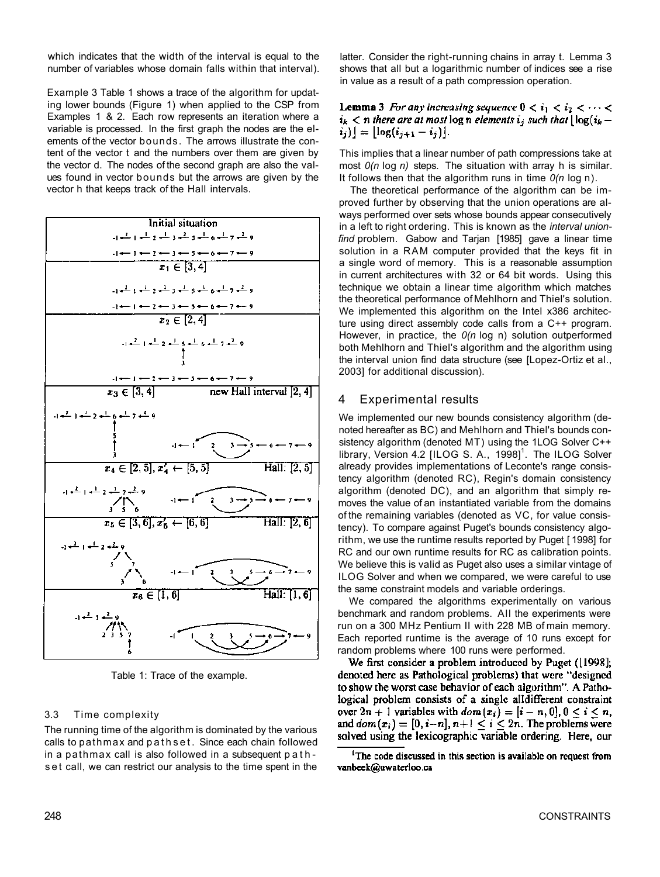which indicates that the width of the interval is equal to the number of variables whose domain falls within that interval).

Example 3 Table 1 shows a trace of the algorithm for updating lower bounds (Figure 1) when applied to the CSP from Examples 1 & 2. Each row represents an iteration where a variable is processed. In the first graph the nodes are the elements of the vector bounds. The arrows illustrate the content of the vector t and the numbers over them are given by the vector d. The nodes of the second graph are also the values found in vector bounds but the arrows are given by the vector h that keeps track of the Hall intervals.

| Initial situation |
|---|
| $x_1 \in [3,4]$ |
| $x_2 \in [2,4]$ |
| $x_3 \in [3,4]$ — new Hall interval $[2,4]$ |
| $x_4 \in [2,5]$, $x'_4 \leftarrow [5,5]$ — Hall: $[2,5]$ |
| $x_5 \in [3,6]$, $x'_5 \leftarrow [6,6]$ — Hall: $[2,6]$ |
| $x_6 \in [1,6]$ — Hall: $[1,6]$ |

Table 1: Trace of the example.

### 3.3 Time complexity

The running time of the algorithm is dominated by the various calls to pathmax and pathset. Since each chain followed in a pathmax call is also followed in a subsequent pathset call, we can restrict our analysis to the time spent in the latter. Consider the right-running chains in array t. Lemma 3 shows that all but a logarithmic number of indices see a rise in value as a result of a path compression operation.

**Lemma 3** *For any increasing sequence $0 < i_1 < i_2 < \cdots < i_k < n$ there are at most $\log n$ elements $i_j$ such that $\lfloor \log(i_k - i_j) \rfloor = \lfloor \log(i_{j+1} - i_j) \rfloor$.*

This implies that a linear number of path compressions take at most $O(n \log n)$ steps. The situation with array h is similar. It follows then that the algorithm runs in time $O(n \log n)$.

The theoretical performance of the algorithm can be improved further by observing that the union operations are always performed over sets whose bounds appear consecutively in a left to right ordering. This is known as the *interval union-find* problem. Gabow and Tarjan [1985] gave a linear time solution in a RAM computer provided that the keys fit in a single word of memory. This is a reasonable assumption in current architectures with 32 or 64 bit words. Using this technique we obtain a linear time algorithm which matches the theoretical performance of Mehlhorn and Thiel's solution. We implemented this algorithm on the Intel x386 architecture using direct assembly code calls from a C++ program. However, in practice, the $O(n \log n)$ solution outperformed both Mehlhorn and Thiel's algorithm and the algorithm using the interval union find data structure (see [Lopez-Ortiz et al., 2003] for additional discussion).

## 4 Experimental results

We implemented our new bounds consistency algorithm (denoted hereafter as BC) and Mehlhorn and Thiel's bounds consistency algorithm (denoted MT) using the ILOG Solver C++ library, Version 4.2 [ILOG S. A., 1998][1]. The ILOG Solver already provides implementations of Leconte's range consistency algorithm (denoted RC), Regin's domain consistency algorithm (denoted DC), and an algorithm that simply removes the value of an instantiated variable from the domains of the remaining variables (denoted as VC, for value consistency). To compare against Puget's bounds consistency algorithm, we use the runtime results reported by Puget [1998] for RC and our own runtime results for RC as calibration points. We believe this is valid as Puget also uses a similar vintage of ILOG Solver and when we compared, we were careful to use the same constraint models and variable orderings.

We compared the algorithms experimentally on various benchmark and random problems. All the experiments were run on a 300 MHz Pentium II with 228 MB of main memory. Each reported runtime is the average of 10 runs except for random problems where 100 runs were performed.

We first consider a problem introduced by Puget ([1998]; denoted here as Pathological problems) that were "designed to show the worst case behavior of each algorithm". A Pathological problem consists of a single alldifferent constraint over $2n + 1$ variables with $dom(x_i) = [i - n, 0]$, $0 \le i \le n$, and $dom(x_i) = [0, i-n]$, $n+1 \le i \le 2n$. The problems were solved using the lexicographic variable ordering. Here, our

[1] The code discussed in this section is available on request from vanbeek@uwaterloo.ca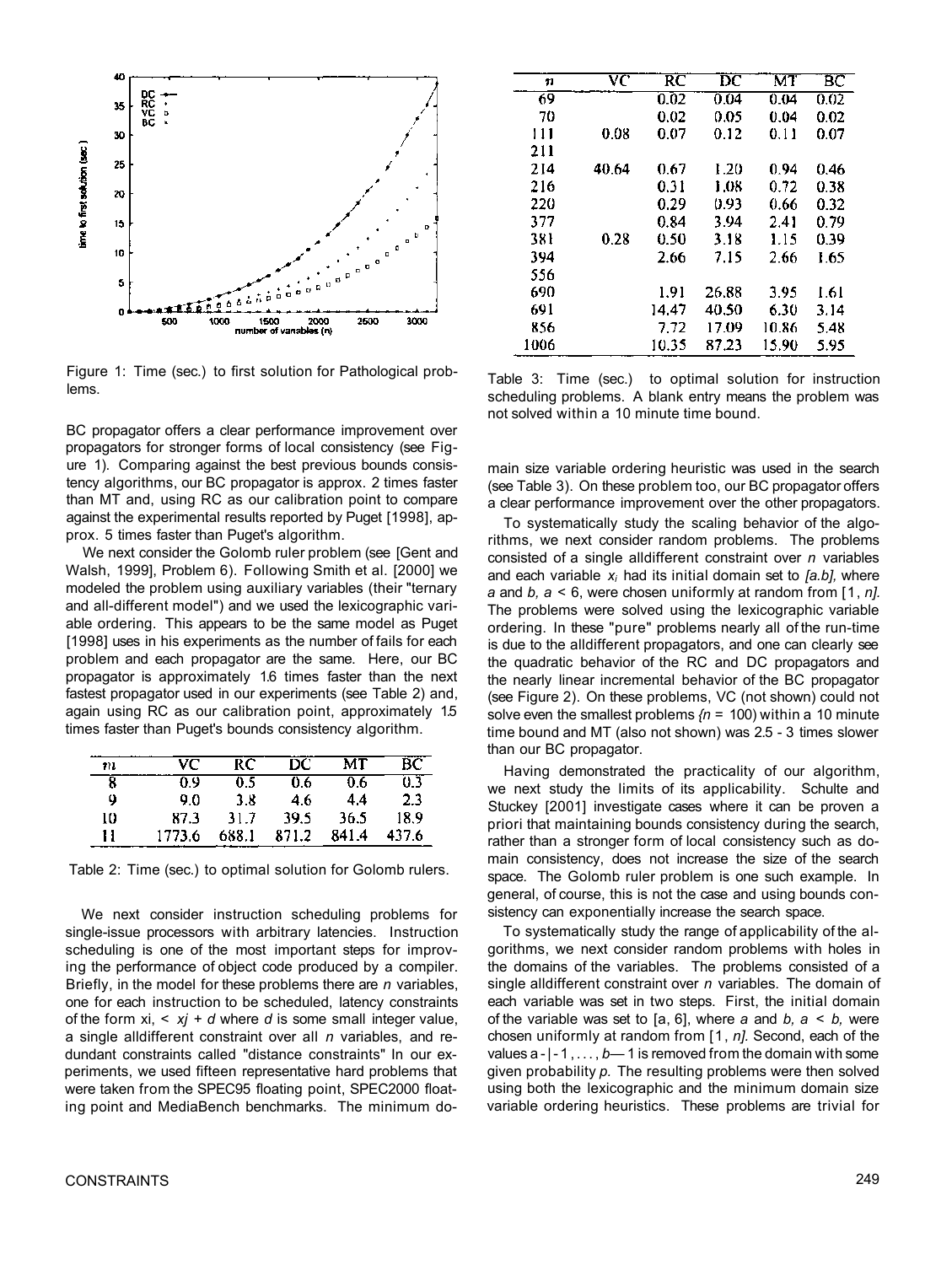Figure 1: Time (sec.) to first solution for Pathological problems.

BC propagator offers a clear performance improvement over propagators for stronger forms of local consistency (see Figure 1). Comparing against the best previous bounds consistency algorithms, our BC propagator is approx. 2 times faster than MT and, using RC as our calibration point to compare against the experimental results reported by Puget [1998], approx. 5 times faster than Puget's algorithm.

We next consider the Golomb ruler problem (see [Gent and Walsh, 1999], Problem 6). Following Smith et al. [2000] we modeled the problem using auxiliary variables (their "ternary and all-different model") and we used the lexicographic variable ordering. This appears to be the same model as Puget [1998] uses in his experiments as the number of fails for each problem and each propagator are the same. Here, our BC propagator is approximately 1.6 times faster than the next fastest propagator used in our experiments (see Table 2) and, again using RC as our calibration point, approximately 1.5 times faster than Puget's bounds consistency algorithm.

| $n$ | VC | RC | DC | MT | BC |
|---|---|---|---|---|---|
| 8 | 0.9 | 0.5 | 0.6 | 0.6 | 0.3 |
| 9 | 9.0 | 3.8 | 4.6 | 4.4 | 2.3 |
| 10 | 87.3 | 31.7 | 39.5 | 36.5 | 18.9 |
| 11 | 1773.6 | 688.1 | 871.2 | 841.4 | 437.6 |

Table 2: Time (sec.) to optimal solution for Golomb rulers.

We next consider instruction scheduling problems for single-issue processors with arbitrary latencies. Instruction scheduling is one of the most important steps for improving the performance of object code produced by a compiler. Briefly, in the model for these problems there are $n$ variables, one for each instruction to be scheduled, latency constraints of the form $x_i < x_j + d$ where $d$ is some small integer value, a single alldifferent constraint over all $n$ variables, and redundant constraints called "distance constraints" In our experiments, we used fifteen representative hard problems that were taken from the SPEC95 floating point, SPEC2000 floating point and MediaBench benchmarks. The minimum domain size variable ordering heuristic was used in the search (see Table 3). On these problem too, our BC propagator offers a clear performance improvement over the other propagators.

| $n$ | VC | RC | DC | MT | BC |
|---|---|---|---|---|---|
| 69 | | 0.02 | 0.04 | 0.04 | 0.02 |
| 70 | | 0.02 | 0.05 | 0.04 | 0.02 |
| 111 | 0.08 | 0.07 | 0.12 | 0.11 | 0.07 |
| 211 | | | | | |
| 214 | 40.64 | 0.67 | 1.20 | 0.94 | 0.46 |
| 216 | | 0.31 | 1.08 | 0.72 | 0.38 |
| 220 | | 0.29 | 0.93 | 0.66 | 0.32 |
| 377 | | 0.84 | 3.94 | 2.41 | 0.79 |
| 381 | 0.28 | 0.50 | 3.18 | 1.15 | 0.39 |
| 394 | | 2.66 | 7.15 | 2.66 | 1.65 |
| 556 | | | | | |
| 690 | | 1.91 | 26.88 | 3.95 | 1.61 |
| 691 | | 14.47 | 40.50 | 6.30 | 3.14 |
| 856 | | 7.72 | 17.09 | 10.86 | 5.48 |
| 1006 | | 10.35 | 87.23 | 15.90 | 5.95 |

Table 3: Time (sec.) to optimal solution for instruction scheduling problems. A blank entry means the problem was not solved within a 10 minute time bound.

To systematically study the scaling behavior of the algorithms, we next consider random problems. The problems consisted of a single alldifferent constraint over $n$ variables and each variable $x_i$ had its initial domain set to $[a, b]$, where $a$ and $b$, $a < b$, were chosen uniformly at random from $[1, n]$. The problems were solved using the lexicographic variable ordering. In these "pure" problems nearly all of the run-time is due to the alldifferent propagators, and one can clearly see the quadratic behavior of the RC and DC propagators and the nearly linear incremental behavior of the BC propagator (see Figure 2). On these problems, VC (not shown) could not solve even the smallest problems ($n$ = 100) within a 10 minute time bound and MT (also not shown) was 2.5 - 3 times slower than our BC propagator.

Having demonstrated the practicality of our algorithm, we next study the limits of its applicability. Schulte and Stuckey [2001] investigate cases where it can be proven a priori that maintaining bounds consistency during the search, rather than a stronger form of local consistency such as domain consistency, does not increase the size of the search space. The Golomb ruler problem is one such example. In general, of course, this is not the case and using bounds consistency can exponentially increase the search space.

To systematically study the range of applicability of the algorithms, we next consider random problems with holes in the domains of the variables. The problems consisted of a single alldifferent constraint over $n$ variables. The domain of each variable was set in two steps. First, the initial domain of the variable was set to $[a, b]$, where $a$ and $b$, $a < b$, were chosen uniformly at random from $[1, n]$. Second, each of the values $a+1, \ldots, b-1$ is removed from the domain with some given probability $p$. The resulting problems were then solved using both the lexicographic and the minimum domain size variable ordering heuristics. These problems are trivial for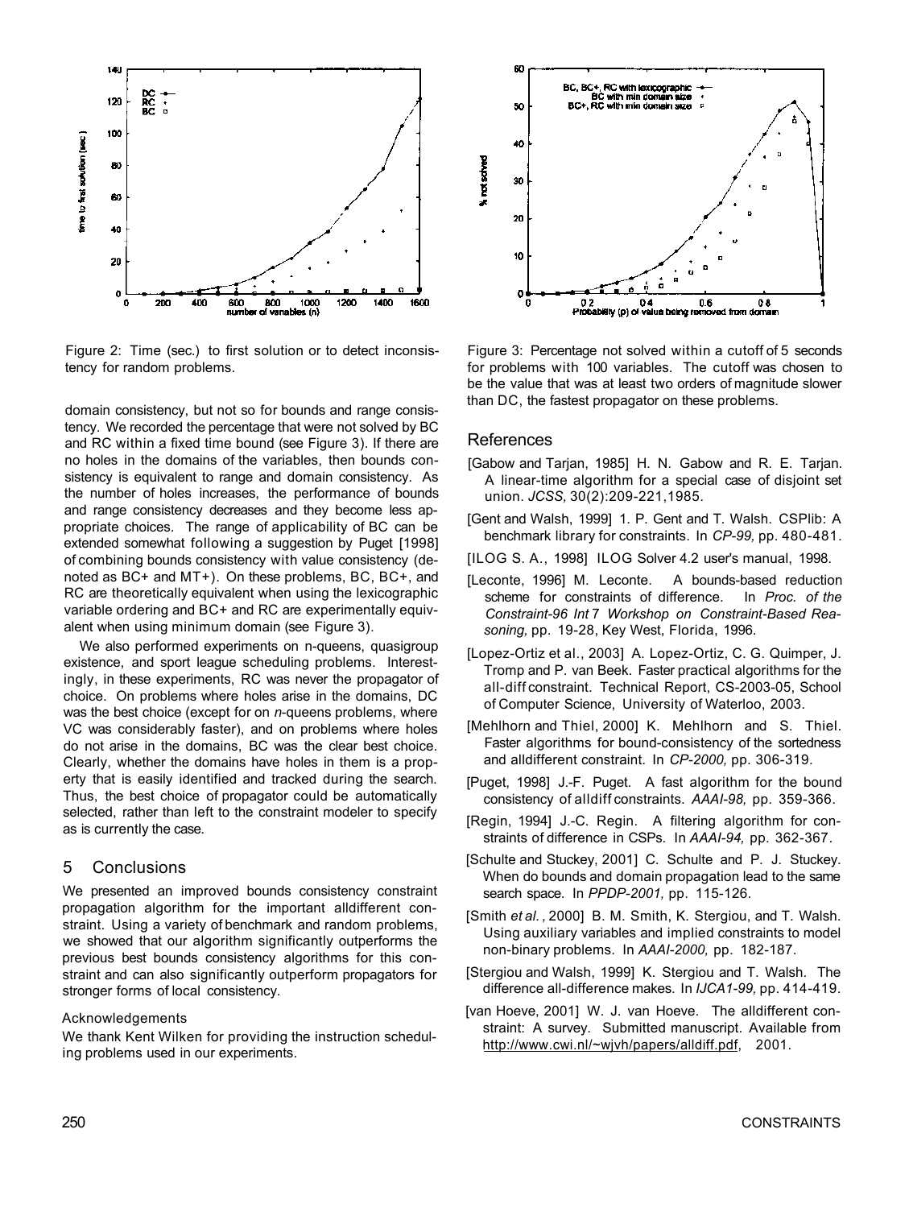140

120

100

80

60

40

20

0

DC

RC

BC

time to first solution (sec.)

0 200 400 600 800 1000 1200 1400 1600

number of variables (n)

Figure 2: Time (sec.) to first solution or to detect inconsistency for random problems.

60

50

40

30

20

10

0

BC, BC+, RC with lexicographic

BC with min domain size

BC+, RC with min domain size

% not solved

0 0.2 0.4 0.6 0.8 1

Probability (p) of value being removed from domain

Figure 3: Percentage not solved within a cutoff of 5 seconds for problems with 100 variables. The cutoff was chosen to be the value that was at least two orders of magnitude slower than DC, the fastest propagator on these problems.

domain consistency, but not so for bounds and range consistency. We recorded the percentage that were not solved by BC and RC within a fixed time bound (see Figure 3). If there are no holes in the domains of the variables, then bounds consistency is equivalent to range and domain consistency. As the number of holes increases, the performance of bounds and range consistency decreases and they become less appropriate choices. The range of applicability of BC can be extended somewhat following a suggestion by Puget [1998] of combining bounds consistency with value consistency (denoted as BC+ and MT+). On these problems, BC, BC+, and RC are theoretically equivalent when using the lexicographic variable ordering and BC+ and RC are experimentally equivalent when using minimum domain (see Figure 3).

We also performed experiments on n-queens, quasigroup existence, and sport league scheduling problems. Interestingly, in these experiments, RC was never the propagator of choice. On problems where holes arise in the domains, DC was the best choice (except for on *n*-queens problems, where VC was considerably faster), and on problems where holes do not arise in the domains, BC was the clear best choice. Clearly, whether the domains have holes in them is a property that is easily identified and tracked during the search. Thus, the best choice of propagator could be automatically selected, rather than left to the constraint modeler to specify as is currently the case.

## 5 Conclusions

We presented an improved bounds consistency constraint propagation algorithm for the important alldifferent constraint. Using a variety of benchmark and random problems, we showed that our algorithm significantly outperforms the previous best bounds consistency algorithms for this constraint and can also significantly outperform propagators for stronger forms of local consistency.

### Acknowledgements

We thank Kent Wilken for providing the instruction scheduling problems used in our experiments.

## References

[Gabow and Tarjan, 1985] H. N. Gabow and R. E. Tarjan. A linear-time algorithm for a special case of disjoint set union. *JCSS,* 30(2):209-221,1985.

[Gent and Walsh, 1999] 1. P. Gent and T. Walsh. CSPlib: A benchmark library for constraints. In *CP-99,* pp. 480-481.

[ILOG S. A., 1998] ILOG Solver 4.2 user's manual, 1998.

[Leconte, 1996] M. Leconte. A bounds-based reduction scheme for constraints of difference. In *Proc. of the Constraint-96 Int'7 Workshop on Constraint-Based Reasoning,* pp. 19-28, Key West, Florida, 1996.

[Lopez-Ortiz et al., 2003] A. Lopez-Ortiz, C. G. Quimper, J. Tromp and P. van Beek. Faster practical algorithms for the all-diff constraint. Technical Report, CS-2003-05, School of Computer Science, University of Waterloo, 2003.

[Mehlhorn and Thiel, 2000] K. Mehlhorn and S. Thiel. Faster algorithms for bound-consistency of the sortedness and alldifferent constraint. In *CP-2000,* pp. 306-319.

[Puget, 1998] J.-F. Puget. A fast algorithm for the bound consistency of alldiff constraints. *AAAI-98,* pp. 359-366.

[Regin, 1994] J.-C. Regin. A filtering algorithm for constraints of difference in CSPs. In *AAAI-94,* pp. 362-367.

[Schulte and Stuckey, 2001] C. Schulte and P. J. Stuckey. When do bounds and domain propagation lead to the same search space. In *PPDP-2001,* pp. 115-126.

[Smith *et al.,* 2000] B. M. Smith, K. Stergiou, and T. Walsh. Using auxiliary variables and implied constraints to model non-binary problems. In *AAAI-2000,* pp. 182-187.

[Stergiou and Walsh, 1999] K. Stergiou and T. Walsh. The difference all-difference makes. In *IJCA1-99,* pp. 414-419.

[van Hoeve, 2001] W. J. van Hoeve. The alldifferent constraint: A survey. Submitted manuscript. Available from http://www.cwi.nl/~wjvh/papers/alldiff.pdf, 2001.